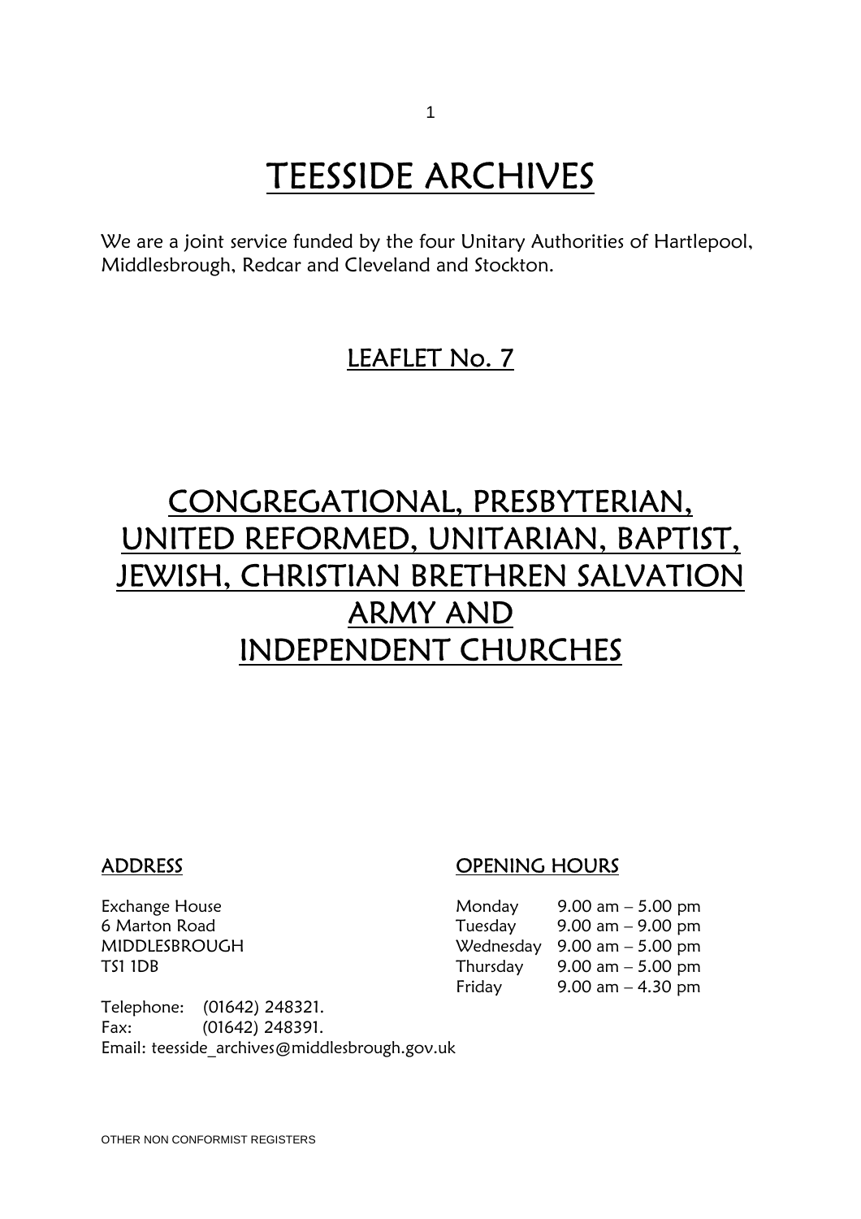# TEESSIDE ARCHIVES

We are a joint service funded by the four Unitary Authorities of Hartlepool, Middlesbrough, Redcar and Cleveland and Stockton.

## LEAFLET No. 7

# CONGREGATIONAL, PRESBYTERIAN, UNITED REFORMED, UNITARIAN, BAPTIST, JEWISH, CHRISTIAN BRETHREN SALVATION ARMY AND INDEPENDENT CHURCHES

### ADDRESS

Exchange House
6 Marton Road
MIDDLESBROUGH
TS1 1DB

Telephone: (01642) 248321.
Fax: (01642) 248391.
Email: teesside_archives@middlesbrough.gov.uk

### OPENING HOURS

| | |
|---|---|
| Monday | 9.00 am – 5.00 pm |
| Tuesday | 9.00 am – 9.00 pm |
| Wednesday | 9.00 am – 5.00 pm |
| Thursday | 9.00 am – 5.00 pm |
| Friday | 9.00 am – 4.30 pm |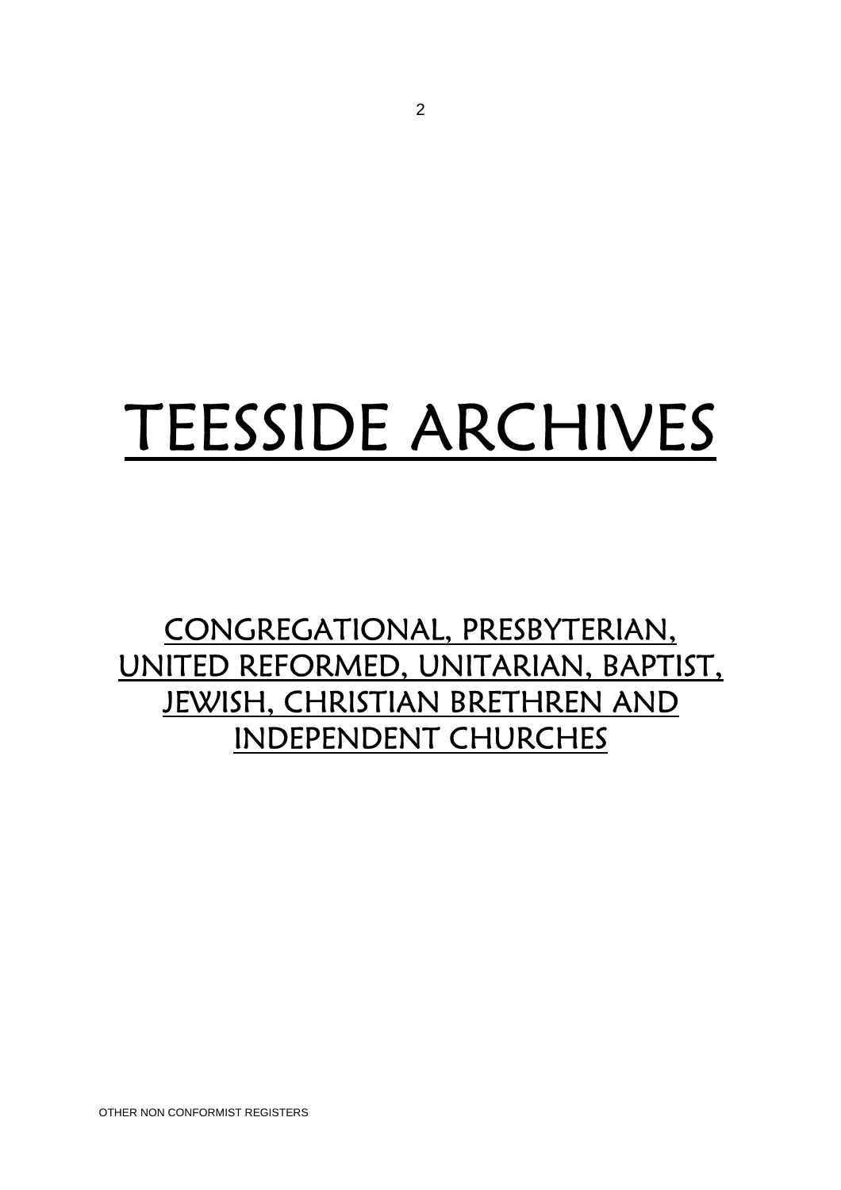# TEESSIDE ARCHIVES

## CONGREGATIONAL, PRESBYTERIAN, UNITED REFORMED, UNITARIAN, BAPTIST, JEWISH, CHRISTIAN BRETHREN AND INDEPENDENT CHURCHES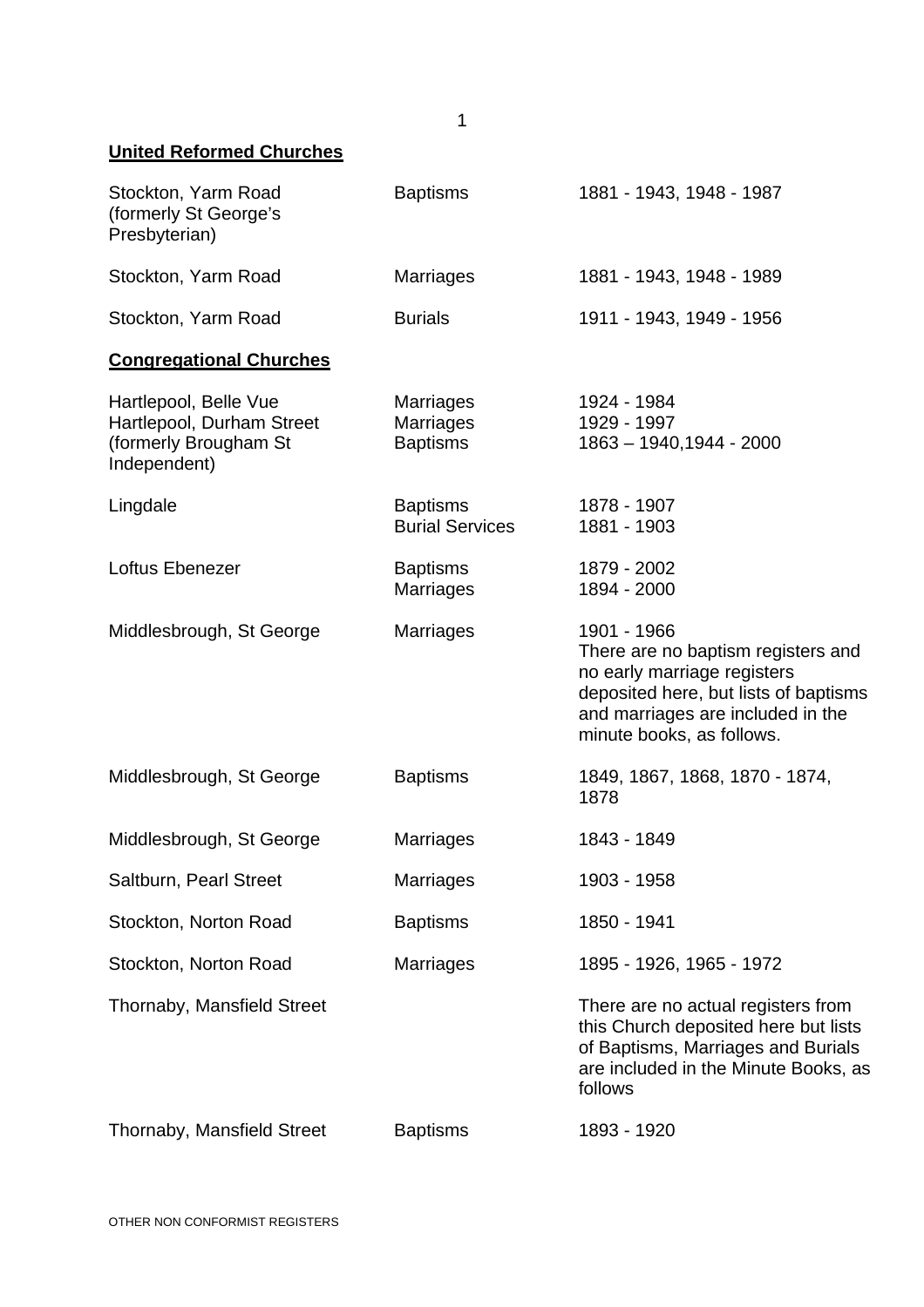**United Reformed Churches**

| | | |
|---|---|---|
| Stockton, Yarm Road (formerly St George's Presbyterian) | Baptisms | 1881 - 1943, 1948 - 1987 |
| Stockton, Yarm Road | Marriages | 1881 - 1943, 1948 - 1989 |
| Stockton, Yarm Road | Burials | 1911 - 1943, 1949 - 1956 |

**Congregational Churches**

| | | |
|---|---|---|
| Hartlepool, Belle Vue | Marriages | 1924 - 1984 |
| Hartlepool, Durham Street (formerly Brougham St Independent) | Marriages | 1929 - 1997 |
| | Baptisms | 1863 – 1940,1944 - 2000 |
| Lingdale | Baptisms | 1878 - 1907 |
| | Burial Services | 1881 - 1903 |
| Loftus Ebenezer | Baptisms | 1879 - 2002 |
| | Marriages | 1894 - 2000 |
| Middlesbrough, St George | Marriages | 1901 - 1966 There are no baptism registers and no early marriage registers deposited here, but lists of baptisms and marriages are included in the minute books, as follows. |
| Middlesbrough, St George | Baptisms | 1849, 1867, 1868, 1870 - 1874, 1878 |
| Middlesbrough, St George | Marriages | 1843 - 1849 |
| Saltburn, Pearl Street | Marriages | 1903 - 1958 |
| Stockton, Norton Road | Baptisms | 1850 - 1941 |
| Stockton, Norton Road | Marriages | 1895 - 1926, 1965 - 1972 |
| Thornaby, Mansfield Street | | There are no actual registers from this Church deposited here but lists of Baptisms, Marriages and Burials are included in the Minute Books, as follows |
| Thornaby, Mansfield Street | Baptisms | 1893 - 1920 |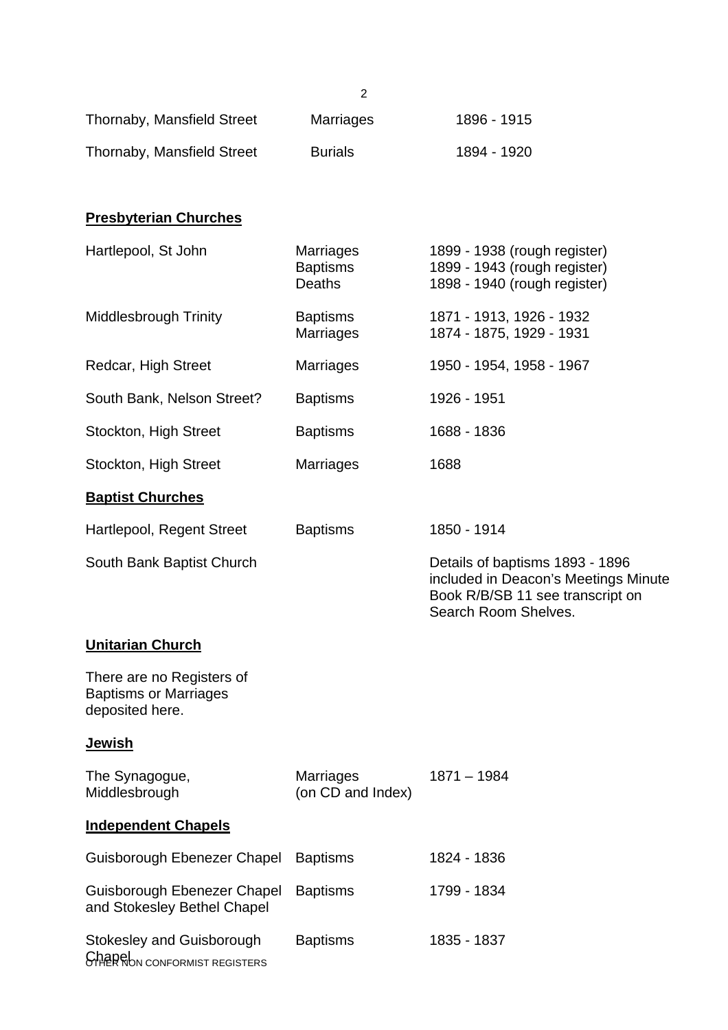| | | |
|---|---|---|
| Thornaby, Mansfield Street | Marriages | 1896 - 1915 |
| Thornaby, Mansfield Street | Burials | 1894 - 1920 |

**Presbyterian Churches**

| | | |
|---|---|---|
| Hartlepool, St John | Marriages<br>Baptisms<br>Deaths | 1899 - 1938 (rough register)<br>1899 - 1943 (rough register)<br>1898 - 1940 (rough register) |
| Middlesbrough Trinity | Baptisms<br>Marriages | 1871 - 1913, 1926 - 1932<br>1874 - 1875, 1929 - 1931 |
| Redcar, High Street | Marriages | 1950 - 1954, 1958 - 1967 |
| South Bank, Nelson Street? | Baptisms | 1926 - 1951 |
| Stockton, High Street | Baptisms | 1688 - 1836 |
| Stockton, High Street | Marriages | 1688 |

**Baptist Churches**

| | | |
|---|---|---|
| Hartlepool, Regent Street | Baptisms | 1850 - 1914 |
| South Bank Baptist Church | | Details of baptisms 1893 - 1896 included in Deacon's Meetings Minute Book R/B/SB 11 see transcript on Search Room Shelves. |

**Unitarian Church**

There are no Registers of Baptisms or Marriages deposited here.

**Jewish**

| | | |
|---|---|---|
| The Synagogue, Middlesbrough | Marriages (on CD and Index) | 1871 – 1984 |

**Independent Chapels**

| | | |
|---|---|---|
| Guisborough Ebenezer Chapel | Baptisms | 1824 - 1836 |
| Guisborough Ebenezer Chapel and Stokesley Bethel Chapel | Baptisms | 1799 - 1834 |
| Stokesley and Guisborough Chapel | Baptisms | 1835 - 1837 |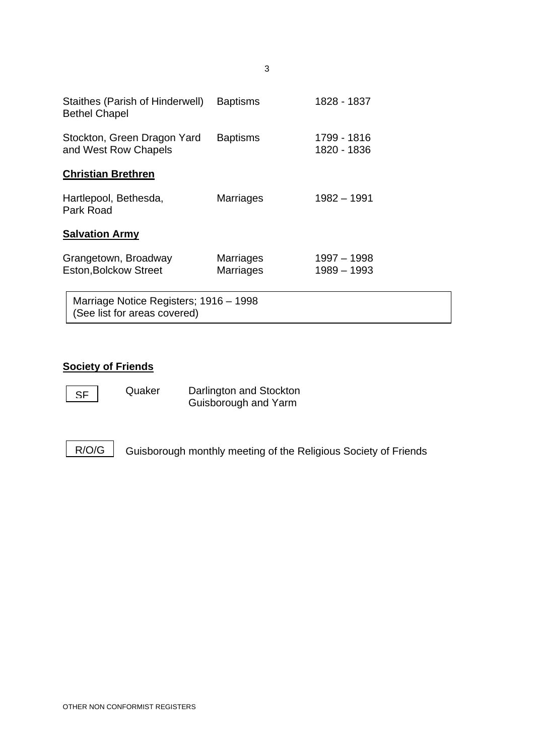| | | |
|---|---|---|
| Staithes (Parish of Hinderwell) Bethel Chapel | Baptisms | 1828 - 1837 |
| Stockton, Green Dragon Yard and West Row Chapels | Baptisms | 1799 - 1816<br>1820 - 1836 |

**Christian Brethren**

| | | |
|---|---|---|
| Hartlepool, Bethesda, Park Road | Marriages | 1982 – 1991 |

**Salvation Army**

| | | |
|---|---|---|
| Grangetown, Broadway | Marriages | 1997 – 1998 |
| Eston,Bolckow Street | Marriages | 1989 – 1993 |

Marriage Notice Registers; 1916 – 1998
(See list for areas covered)

**Society of Friends**

| | | |
|---|---|---|
| SF | Quaker | Darlington and Stockton<br>Guisborough and Yarm |

R/O/G Guisborough monthly meeting of the Religious Society of Friends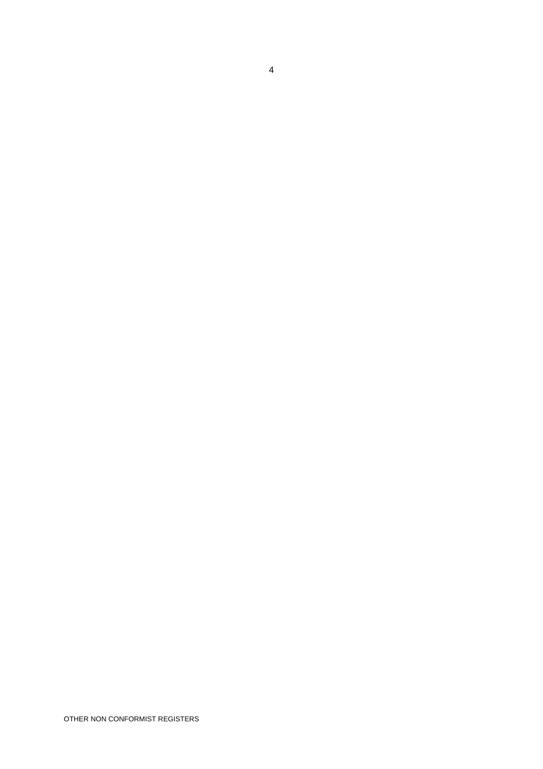OTHER NON CONFORMIST REGISTERS